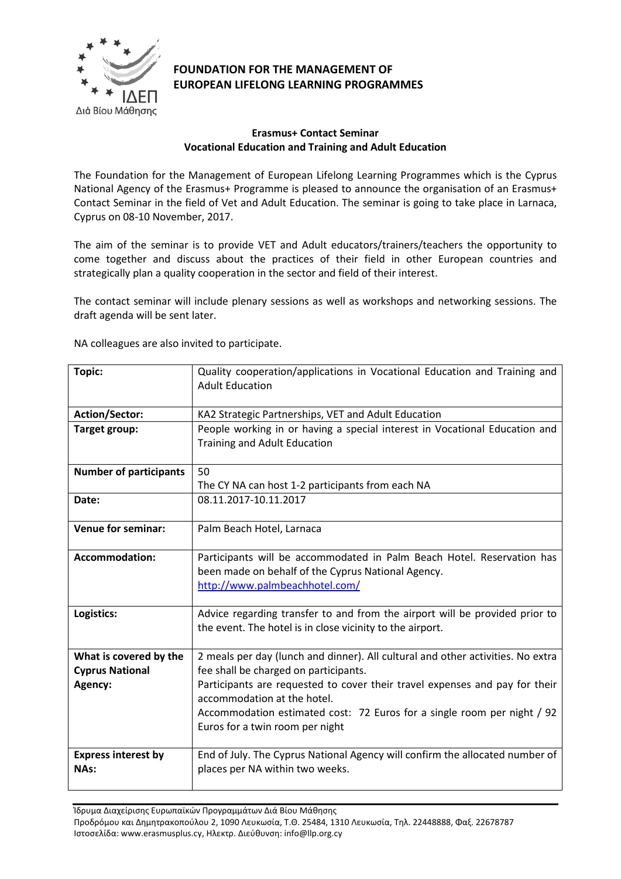# FOUNDATION FOR THE MANAGEMENT OF EUROPEAN LIFELONG LEARNING PROGRAMMES

## Erasmus+ Contact Seminar
## Vocational Education and Training and Adult Education

The Foundation for the Management of European Lifelong Learning Programmes which is the Cyprus National Agency of the Erasmus+ Programme is pleased to announce the organisation of an Erasmus+ Contact Seminar in the field of Vet and Adult Education. The seminar is going to take place in Larnaca, Cyprus on 08-10 November, 2017.

The aim of the seminar is to provide VET and Adult educators/trainers/teachers the opportunity to come together and discuss about the practices of their field in other European countries and strategically plan a quality cooperation in the sector and field of their interest.

The contact seminar will include plenary sessions as well as workshops and networking sessions. The draft agenda will be sent later.

NA colleagues are also invited to participate.

| | |
|---|---|
| **Topic:** | Quality cooperation/applications in Vocational Education and Training and Adult Education |
| **Action/Sector:** | KA2 Strategic Partnerships, VET and Adult Education |
| **Target group:** | People working in or having a special interest in Vocational Education and Training and Adult Education |
| **Number of participants** | 50<br>The CY NA can host 1-2 participants from each NA |
| **Date:** | 08.11.2017-10.11.2017 |
| **Venue for seminar:** | Palm Beach Hotel, Larnaca |
| **Accommodation:** | Participants will be accommodated in Palm Beach Hotel. Reservation has been made on behalf of the Cyprus National Agency.<br>http://www.palmbeachhotel.com/ |
| **Logistics:** | Advice regarding transfer to and from the airport will be provided prior to the event. The hotel is in close vicinity to the airport. |
| **What is covered by the Cyprus National Agency:** | 2 meals per day (lunch and dinner). All cultural and other activities. No extra fee shall be charged on participants.<br>Participants are requested to cover their travel expenses and pay for their accommodation at the hotel.<br>Accommodation estimated cost: 72 Euros for a single room per night / 92 Euros for a twin room per night |
| **Express interest by NAs:** | End of July. The Cyprus National Agency will confirm the allocated number of places per NA within two weeks. |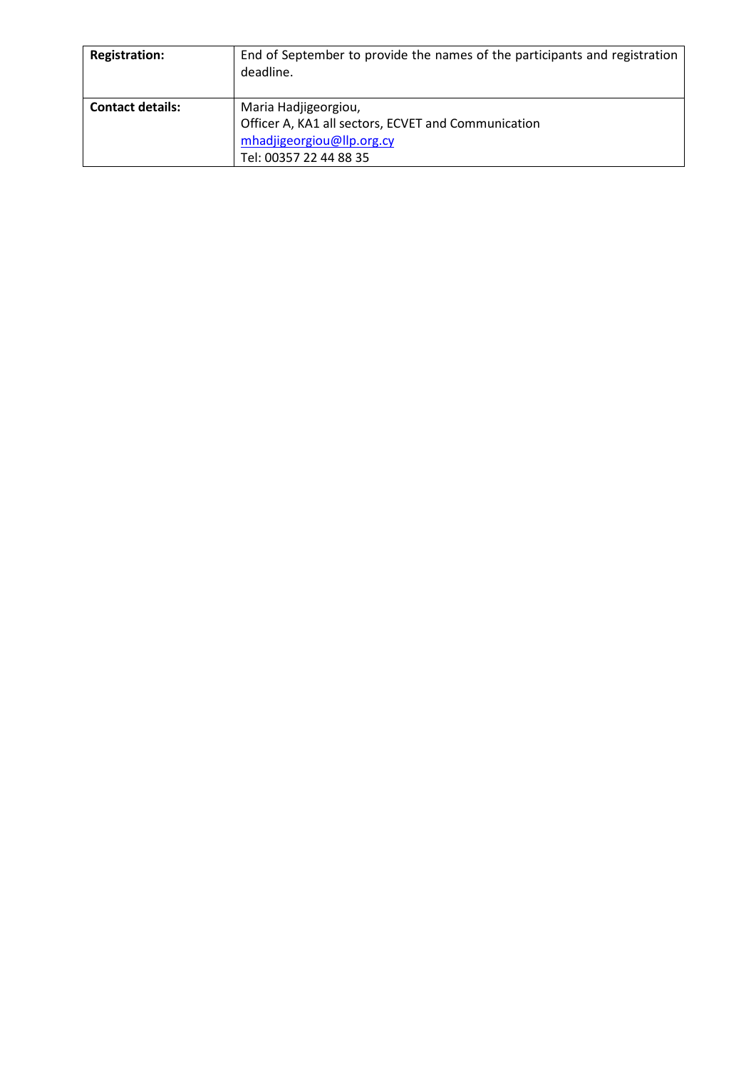| | |
|---|---|
| **Registration:** | End of September to provide the names of the participants and registration deadline. |
| **Contact details:** | Maria Hadjigeorgiou,<br>Officer A, KA1 all sectors, ECVET and Communication<br>mhadjigeorgiou@llp.org.cy<br>Tel: 00357 22 44 88 35 |